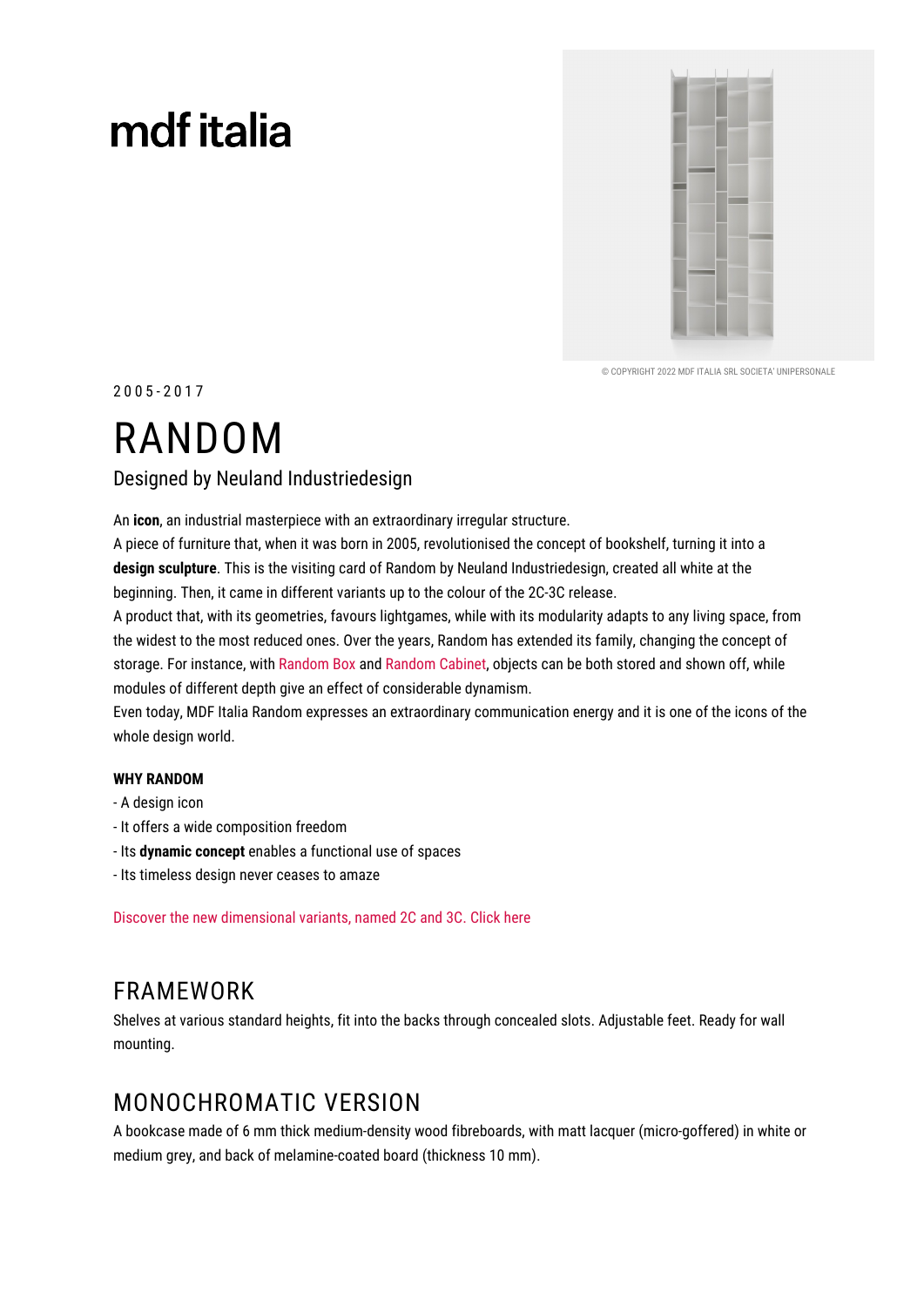mdf italia

© COPYRIGHT 2022 MDF ITALIA SRL SOCIETA' UNIPERSONALE

2005-2017

# RANDOM

Designed by Neuland Industriedesign

An **icon**, an industrial masterpiece with an extraordinary irregular structure.
A piece of furniture that, when it was born in 2005, revolutionised the concept of bookshelf, turning it into a **design sculpture**. This is the visiting card of Random by Neuland Industriedesign, created all white at the beginning. Then, it came in different variants up to the colour of the 2C-3C release.
A product that, with its geometries, favours lightgames, while with its modularity adapts to any living space, from the widest to the most reduced ones. Over the years, Random has extended its family, changing the concept of storage. For instance, with Random Box and Random Cabinet, objects can be both stored and shown off, while modules of different depth give an effect of considerable dynamism.
Even today, MDF Italia Random expresses an extraordinary communication energy and it is one of the icons of the whole design world.

**WHY RANDOM**

- A design icon
- It offers a wide composition freedom
- Its **dynamic concept** enables a functional use of spaces
- Its timeless design never ceases to amaze

Discover the new dimensional variants, named 2C and 3C. Click here

## FRAMEWORK

Shelves at various standard heights, fit into the backs through concealed slots. Adjustable feet. Ready for wall mounting.

## MONOCHROMATIC VERSION

A bookcase made of 6 mm thick medium-density wood fibreboards, with matt lacquer (micro-goffered) in white or medium grey, and back of melamine-coated board (thickness 10 mm).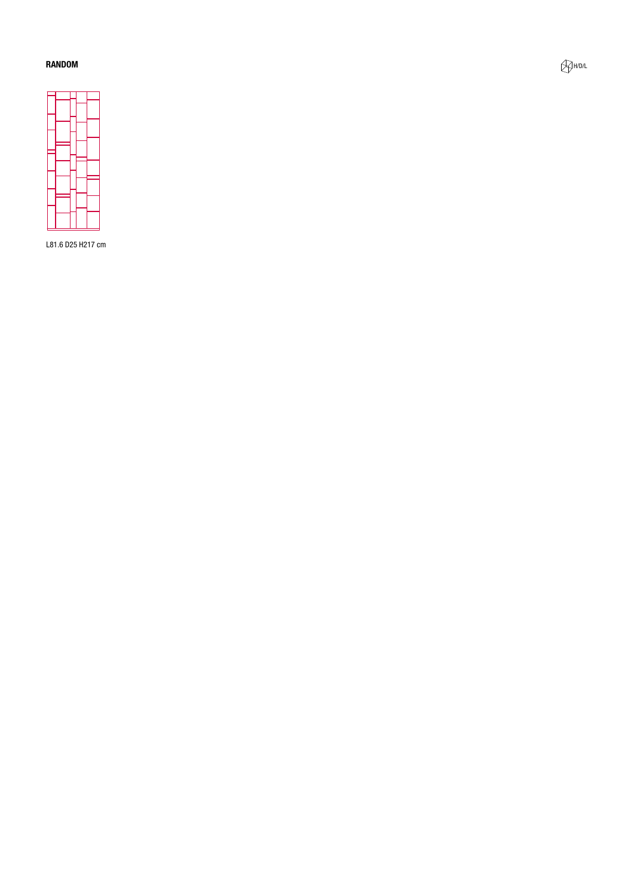**RANDOM**

H/D/L

L81.6 D25 H217 cm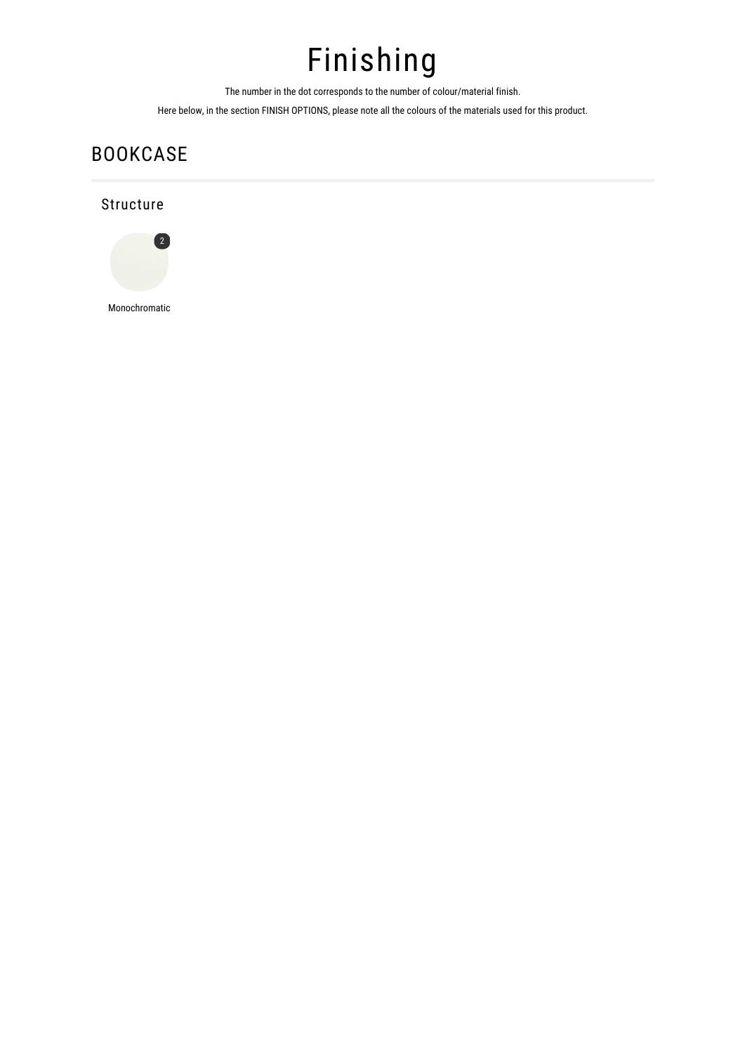# Finishing

The number in the dot corresponds to the number of colour/material finish.

Here below, in the section FINISH OPTIONS, please note all the colours of the materials used for this product.

## BOOKCASE

### Structure

2

Monochromatic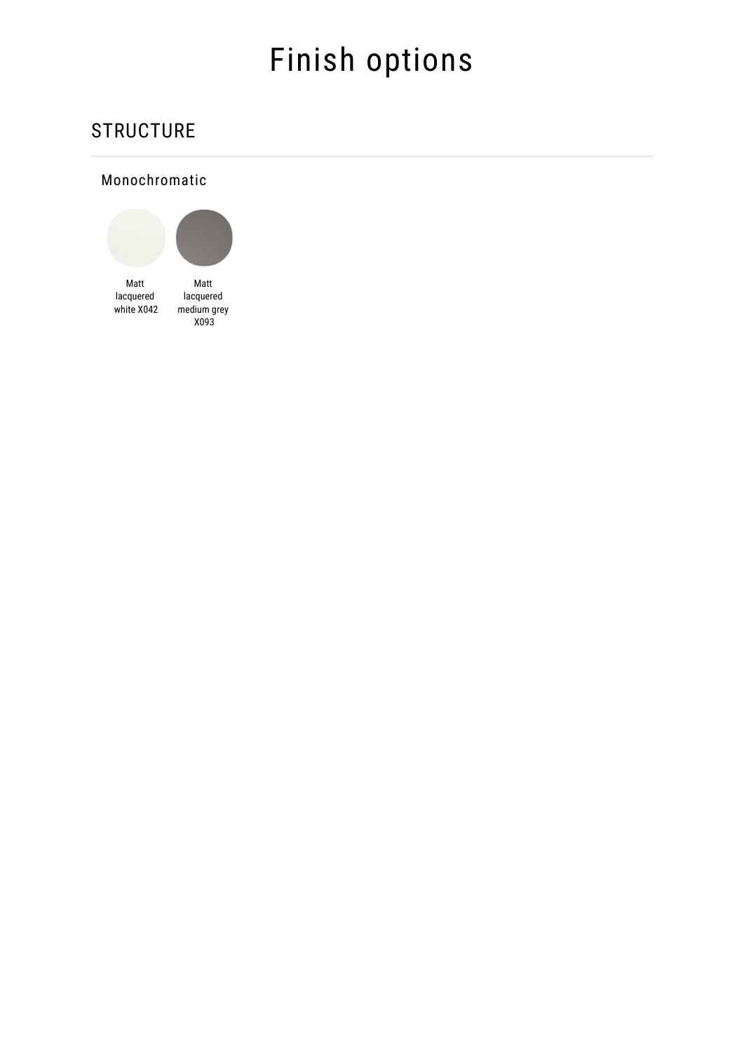# Finish options

## STRUCTURE

### Monochromatic

Matt lacquered white X042

Matt lacquered medium grey X093